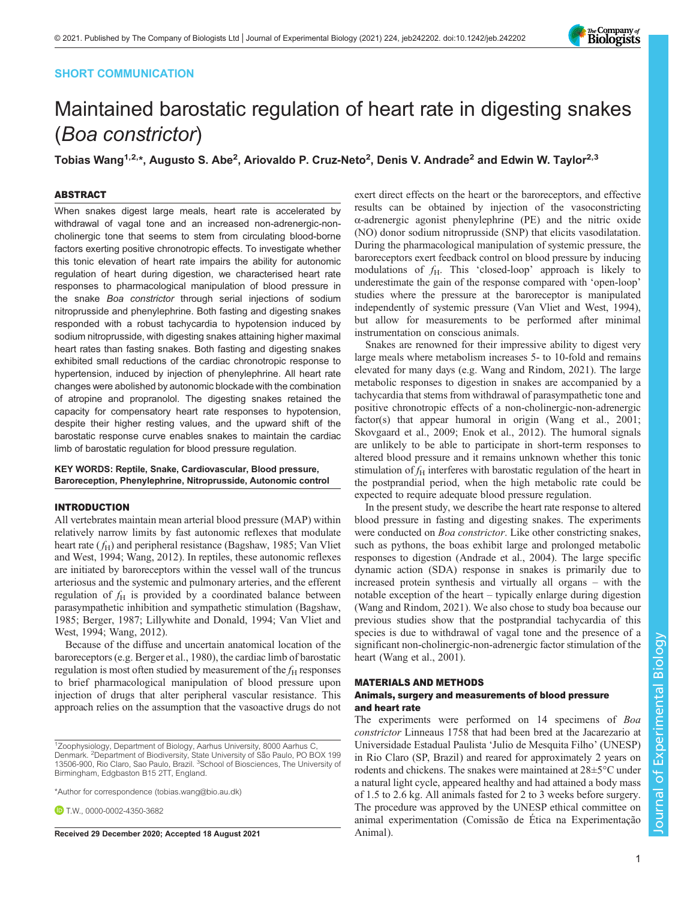SHORT COMMUNICATION

# Maintained barostatic regulation of heart rate in digesting snakes (*Boa constrictor*)

Tobias Wang[1,2,*], Augusto S. Abe[2], Ariovaldo P. Cruz-Neto[2], Denis V. Andrade[2] and Edwin W. Taylor[2,3]

## ABSTRACT

When snakes digest large meals, heart rate is accelerated by withdrawal of vagal tone and an increased non-adrenergic-non-cholinergic tone that seems to stem from circulating blood-borne factors exerting positive chronotropic effects. To investigate whether this tonic elevation of heart rate impairs the ability for autonomic regulation of heart during digestion, we characterised heart rate responses to pharmacological manipulation of blood pressure in the snake *Boa constrictor* through serial injections of sodium nitroprusside and phenylephrine. Both fasting and digesting snakes responded with a robust tachycardia to hypotension induced by sodium nitroprusside, with digesting snakes attaining higher maximal heart rates than fasting snakes. Both fasting and digesting snakes exhibited small reductions of the cardiac chronotropic response to hypertension, induced by injection of phenylephrine. All heart rate changes were abolished by autonomic blockade with the combination of atropine and propranolol. The digesting snakes retained the capacity for compensatory heart rate responses to hypotension, despite their higher resting values, and the upward shift of the barostatic response curve enables snakes to maintain the cardiac limb of barostatic regulation for blood pressure regulation.

**KEY WORDS: Reptile, Snake, Cardiovascular, Blood pressure, Baroreception, Phenylephrine, Nitroprusside, Autonomic control**

## INTRODUCTION

All vertebrates maintain mean arterial blood pressure (MAP) within relatively narrow limits by fast autonomic reflexes that modulate heart rate ($f_H$) and peripheral resistance (Bagshaw, 1985; Van Vliet and West, 1994; Wang, 2012). In reptiles, these autonomic reflexes are initiated by baroreceptors within the vessel wall of the truncus arteriosus and the systemic and pulmonary arteries, and the efferent regulation of $f_H$ is provided by a coordinated balance between parasympathetic inhibition and sympathetic stimulation (Bagshaw, 1985; Berger, 1987; Lillywhite and Donald, 1994; Van Vliet and West, 1994; Wang, 2012).

Because of the diffuse and uncertain anatomical location of the baroreceptors (e.g. Berger et al., 1980), the cardiac limb of barostatic regulation is most often studied by measurement of the $f_H$ responses to brief pharmacological manipulation of blood pressure upon injection of drugs that alter peripheral vascular resistance. This approach relies on the assumption that the vasoactive drugs do not exert direct effects on the heart or the baroreceptors, and effective results can be obtained by injection of the vasoconstricting α-adrenergic agonist phenylephrine (PE) and the nitric oxide (NO) donor sodium nitroprusside (SNP) that elicits vasodilatation. During the pharmacological manipulation of systemic pressure, the baroreceptors exert feedback control on blood pressure by inducing modulations of $f_H$. This 'closed-loop' approach is likely to underestimate the gain of the response compared with 'open-loop' studies where the pressure at the baroreceptor is manipulated independently of systemic pressure (Van Vliet and West, 1994), but allow for measurements to be performed after minimal instrumentation on conscious animals.

Snakes are renowned for their impressive ability to digest very large meals where metabolism increases 5- to 10-fold and remains elevated for many days (e.g. Wang and Rindom, 2021). The large metabolic responses to digestion in snakes are accompanied by a tachycardia that stems from withdrawal of parasympathetic tone and positive chronotropic effects of a non-cholinergic-non-adrenergic factor(s) that appear humoral in origin (Wang et al., 2001; Skovgaard et al., 2009; Enok et al., 2012). The humoral signals are unlikely to be able to participate in short-term responses to altered blood pressure and it remains unknown whether this tonic stimulation of $f_H$ interferes with barostatic regulation of the heart in the postprandial period, when the high metabolic rate could be expected to require adequate blood pressure regulation.

In the present study, we describe the heart rate response to altered blood pressure in fasting and digesting snakes. The experiments were conducted on *Boa constrictor*. Like other constricting snakes, such as pythons, the boas exhibit large and prolonged metabolic responses to digestion (Andrade et al., 2004). The large specific dynamic action (SDA) response in snakes is primarily due to increased protein synthesis and virtually all organs – with the notable exception of the heart – typically enlarge during digestion (Wang and Rindom, 2021). We also chose to study boa because our previous studies show that the postprandial tachycardia of this species is due to withdrawal of vagal tone and the presence of a significant non-cholinergic-non-adrenergic factor stimulation of the heart (Wang et al., 2001).

## MATERIALS AND METHODS

### Animals, surgery and measurements of blood pressure and heart rate

The experiments were performed on 14 specimens of *Boa constrictor* Linneaus 1758 that had been bred at the Jacarezario at Universidade Estadual Paulista 'Julio de Mesquita Filho' (UNESP) in Rio Claro (SP, Brazil) and reared for approximately 2 years on rodents and chickens. The snakes were maintained at 28±5°C under a natural light cycle, appeared healthy and had attained a body mass of 1.5 to 2.6 kg. All animals fasted for 2 to 3 weeks before surgery. The procedure was approved by the UNESP ethical committee on animal experimentation (Comissão de Ética na Experimentação Animal).

[1]Zoophysiology, Department of Biology, Aarhus University, 8000 Aarhus C, Denmark. [2]Department of Biodiversity, State University of São Paulo, PO BOX 199 13506-900, Rio Claro, Sao Paulo, Brazil. [3]School of Biosciences, The University of Birmingham, Edgbaston B15 2TT, England.

*Author for correspondence (tobias.wang@bio.au.dk)

T.W., 0000-0002-4350-3682

Received 29 December 2020; Accepted 18 August 2021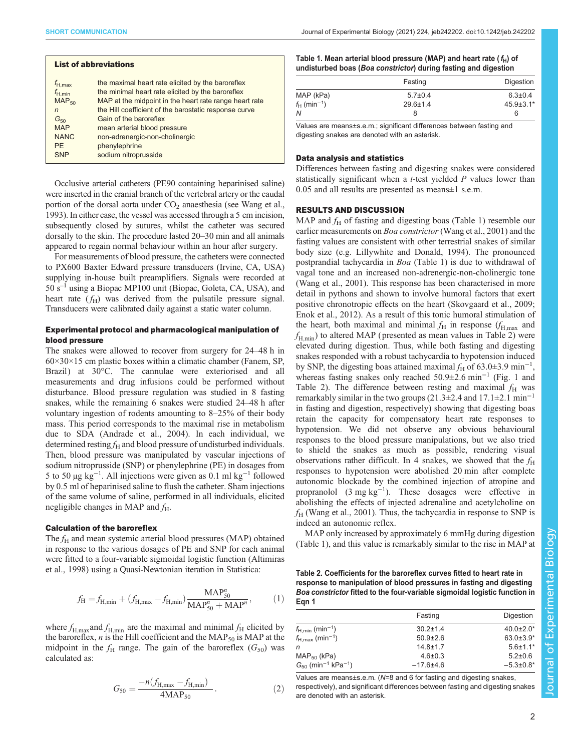**List of abbreviations**

| | |
|---|---|
| $f_{H,max}$ | the maximal heart rate elicited by the baroreflex |
| $f_{H,min}$ | the minimal heart rate elicited by the baroreflex |
| $MAP_{50}$ | MAP at the midpoint in the heart rate range heart rate |
| $n$ | the Hill coefficient of the barostatic response curve |
| $G_{50}$ | Gain of the baroreflex |
| MAP | mean arterial blood pressure |
| NANC | non-adrenergic-non-cholinergic |
| PE | phenylephrine |
| SNP | sodium nitroprusside |

Occlusive arterial catheters (PE90 containing heparinised saline) were inserted in the cranial branch of the vertebral artery or the caudal portion of the dorsal aorta under $CO_2$ anaesthesia (see Wang et al., 1993). In either case, the vessel was accessed through a 5 cm incision, subsequently closed by sutures, whilst the catheter was secured dorsally to the skin. The procedure lasted 20–30 min and all animals appeared to regain normal behaviour within an hour after surgery.

For measurements of blood pressure, the catheters were connected to PX600 Baxter Edward pressure transducers (Irvine, CA, USA) supplying in-house built preamplifiers. Signals were recorded at 50 $s^{-1}$ using a Biopac MP100 unit (Biopac, Goleta, CA, USA), and heart rate ($f_H$) was derived from the pulsatile pressure signal. Transducers were calibrated daily against a static water column.

### Experimental protocol and pharmacological manipulation of blood pressure

The snakes were allowed to recover from surgery for 24–48 h in 60×30×15 cm plastic boxes within a climatic chamber (Fanem, SP, Brazil) at 30°C. The cannulae were exteriorised and all measurements and drug infusions could be performed without disturbance. Blood pressure regulation was studied in 8 fasting snakes, while the remaining 6 snakes were studied 24–48 h after voluntary ingestion of rodents amounting to 8–25% of their body mass. This period corresponds to the maximal rise in metabolism due to SDA (Andrade et al., 2004). In each individual, we determined resting $f_H$ and blood pressure of undisturbed individuals. Then, blood pressure was manipulated by vascular injections of sodium nitroprusside (SNP) or phenylephrine (PE) in dosages from 5 to 50 μg $kg^{-1}$. All injections were given as 0.1 ml $kg^{-1}$ followed by 0.5 ml of heparinised saline to flush the catheter. Sham injections of the same volume of saline, performed in all individuals, elicited negligible changes in MAP and $f_H$.

### Calculation of the baroreflex

The $f_H$ and mean systemic arterial blood pressures (MAP) obtained in response to the various dosages of PE and SNP for each animal were fitted to a four-variable sigmoidal logistic function (Altimiras et al., 1998) using a Quasi-Newtonian iteration in Statistica:

$$f_H = f_{H,min} + (f_{H,max} - f_{H,min})\frac{MAP_{50}^n}{MAP_{50}^n + MAP^n}, \quad (1)$$

where $f_{H,max}$ and $f_{H,min}$ are the maximal and minimal $f_H$ elicited by the baroreflex, $n$ is the Hill coefficient and the $MAP_{50}$ is MAP at the midpoint in the $f_H$ range. The gain of the baroreflex ($G_{50}$) was calculated as:

$$G_{50} = \frac{-n(f_{H,max} - f_{H,min})}{4MAP_{50}}. \quad (2)$$

**Table 1. Mean arterial blood pressure (MAP) and heart rate ($f_H$) of undisturbed boas (*Boa constrictor*) during fasting and digestion**

| | Fasting | Digestion |
|---|---|---|
| MAP (kPa) | 5.7±0.4 | 6.3±0.4 |
| $f_H$ ($min^{-1}$) | 29.6±1.4 | 45.9±3.1* |
| $N$ | 8 | 6 |

Values are means±s.e.m.; significant differences between fasting and digesting snakes are denoted with an asterisk.

### Data analysis and statistics

Differences between fasting and digesting snakes were considered statistically significant when a $t$-test yielded $P$ values lower than 0.05 and all results are presented as means±1 s.e.m.

## RESULTS AND DISCUSSION

MAP and $f_H$ of fasting and digesting boas (Table 1) resemble our earlier measurements on *Boa constrictor* (Wang et al., 2001) and the fasting values are consistent with other terrestrial snakes of similar body size (e.g. Lillywhite and Donald, 1994). The pronounced postprandial tachycardia in *Boa* (Table 1) is due to withdrawal of vagal tone and an increased non-adrenergic-non-cholinergic tone (Wang et al., 2001). This response has been characterised in more detail in pythons and shown to involve humoral factors that exert positive chronotropic effects on the heart (Skovgaard et al., 2009; Enok et al., 2012). As a result of this tonic humoral stimulation of the heart, both maximal and minimal $f_H$ in response ($f_{H,max}$ and $f_{H,min}$) to altered MAP (presented as mean values in Table 2) were elevated during digestion. Thus, while both fasting and digesting snakes responded with a robust tachycardia to hypotension induced by SNP, the digesting boas attained maximal $f_H$ of 63.0±3.9 $min^{-1}$, whereas fasting snakes only reached 50.9±2.6 $min^{-1}$ (Fig. 1 and Table 2). The difference between resting and maximal $f_H$ was remarkably similar in the two groups (21.3±2.4 and 17.1±2.1 $min^{-1}$ in fasting and digestion, respectively) showing that digesting boas retain the capacity for compensatory heart rate responses to hypotension. We did not observe any obvious behavioural responses to the blood pressure manipulations, but we also tried to shield the snakes as much as possible, rendering visual observations rather difficult. In 4 snakes, we showed that the $f_H$ responses to hypotension were abolished 20 min after complete autonomic blockade by the combined injection of atropine and propranolol (3 mg $kg^{-1}$). These dosages were effective in abolishing the effects of injected adrenaline and acetylcholine on $f_H$ (Wang et al., 2001). Thus, the tachycardia in response to SNP is indeed an autonomic reflex.

MAP only increased by approximately 6 mmHg during digestion (Table 1), and this value is remarkably similar to the rise in MAP at

**Table 2. Coefficients for the baroreflex curves fitted to heart rate in response to manipulation of blood pressures in fasting and digesting *Boa constrictor* fitted to the four-variable sigmoidal logistic function in Eqn 1**

| | Fasting | Digestion |
|---|---|---|
| $f_{H,min}$ ($min^{-1}$) | 30.2±1.4 | 40.0±2.0* |
| $f_{H,max}$ ($min^{-1}$) | 50.9±2.6 | 63.0±3.9* |
| $n$ | 14.8±1.7 | 5.6±1.1* |
| $MAP_{50}$ (kPa) | 4.6±0.3 | 5.2±0.6 |
| $G_{50}$ ($min^{-1}$ $kPa^{-1}$) | −17.6±4.6 | −5.3±0.8* |

Values are means±s.e.m. ($N$=8 and 6 for fasting and digesting snakes, respectively), and significant differences between fasting and digesting snakes are denoted with an asterisk.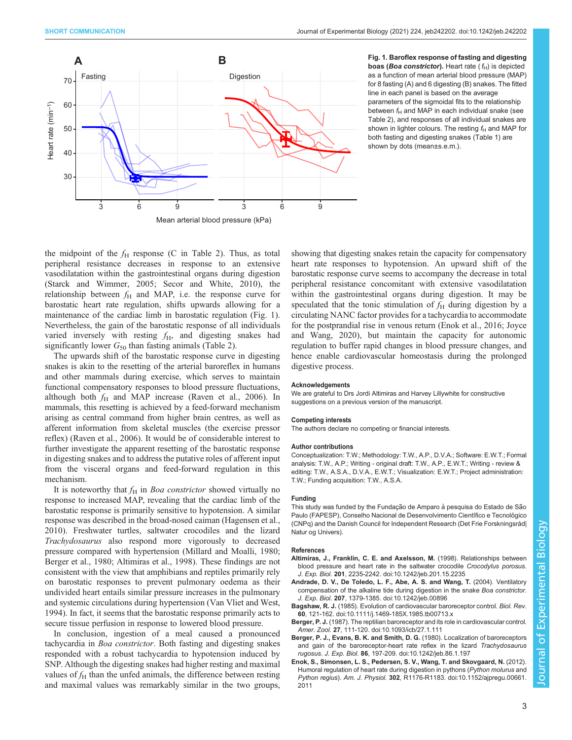**Fig. 1. Baroflex response of fasting and digesting boas (*Boa constrictor*).** Heart rate ($f_H$) is depicted as a function of mean arterial blood pressure (MAP) for 8 fasting (A) and 6 digesting (B) snakes. The fitted line in each panel is based on the average parameters of the sigmoidal fits to the relationship between $f_H$ and MAP in each individual snake (see Table 2), and responses of all individual snakes are shown in lighter colours. The resting $f_H$ and MAP for both fasting and digesting snakes (Table 1) are shown by dots (mean±s.e.m.).

the midpoint of the $f_H$ response (C in Table 2). Thus, as total peripheral resistance decreases in response to an extensive vasodilatation within the gastrointestinal organs during digestion (Starck and Wimmer, 2005; Secor and White, 2010), the relationship between $f_H$ and MAP, i.e. the response curve for barostatic heart rate regulation, shifts upwards allowing for a maintenance of the cardiac limb in barostatic regulation (Fig. 1). Nevertheless, the gain of the barostatic response of all individuals varied inversely with resting $f_H$, and digesting snakes had significantly lower $G_{50}$ than fasting animals (Table 2).

The upwards shift of the barostatic response curve in digesting snakes is akin to the resetting of the arterial baroreflex in humans and other mammals during exercise, which serves to maintain functional compensatory responses to blood pressure fluctuations, although both $f_H$ and MAP increase (Raven et al., 2006). In mammals, this resetting is achieved by a feed-forward mechanism arising as central command from higher brain centres, as well as afferent information from skeletal muscles (the exercise pressor reflex) (Raven et al., 2006). It would be of considerable interest to further investigate the apparent resetting of the barostatic response in digesting snakes and to address the putative roles of afferent input from the visceral organs and feed-forward regulation in this mechanism.

It is noteworthy that $f_H$ in *Boa constrictor* showed virtually no response to increased MAP, revealing that the cardiac limb of the barostatic response is primarily sensitive to hypotension. A similar response was described in the broad-nosed caiman (Hagensen et al., 2010). Freshwater turtles, saltwater crocodiles and the lizard *Trachydosaurus* also respond more vigorously to decreased pressure compared with hypertension (Millard and Moalli, 1980; Berger et al., 1980; Altimiras et al., 1998). These findings are not consistent with the view that amphibians and reptiles primarily rely on barostatic responses to prevent pulmonary oedema as their undivided heart entails similar pressure increases in the pulmonary and systemic circulations during hypertension (Van Vliet and West, 1994). In fact, it seems that the barostatic response primarily acts to secure tissue perfusion in response to lowered blood pressure.

In conclusion, ingestion of a meal caused a pronounced tachycardia in *Boa constrictor*. Both fasting and digesting snakes responded with a robust tachycardia to hypotension induced by SNP. Although the digesting snakes had higher resting and maximal values of $f_H$ than the unfed animals, the difference between resting and maximal values was remarkably similar in the two groups, showing that digesting snakes retain the capacity for compensatory heart rate responses to hypotension. An upward shift of the barostatic response curve seems to accompany the decrease in total peripheral resistance concomitant with extensive vasodilatation within the gastrointestinal organs during digestion. It may be speculated that the tonic stimulation of $f_H$ during digestion by a circulating NANC factor provides for a tachycardia to accommodate for the postprandial rise in venous return (Enok et al., 2016; Joyce and Wang, 2020), but maintain the capacity for autonomic regulation to buffer rapid changes in blood pressure changes, and hence enable cardiovascular homeostasis during the prolonged digestive process.

#### Acknowledgements
We are grateful to Drs Jordi Altimiras and Harvey Lillywhite for constructive suggestions on a previous version of the manuscript.

#### Competing interests
The authors declare no competing or financial interests.

#### Author contributions
Conceptualization: T.W.; Methodology: T.W., A.P., D.V.A.; Software: E.W.T.; Formal analysis: T.W., A.P.; Writing - original draft: T.W., A.P., E.W.T.; Writing - review & editing: T.W., A.S.A., D.V.A., E.W.T.; Visualization: E.W.T.; Project administration: T.W.; Funding acquisition: T.W., A.S.A.

#### Funding
This study was funded by the Fundação de Amparo à pesquisa do Estado de São Paulo (FAPESP), Conselho Nacional de Desenvolvimento Científico e Tecnológico (CNPq) and the Danish Council for Independent Research (Det Frie Forskningsråd| Natur og Univers).

#### References
**Altimiras, J., Franklin, C. E. and Axelsson, M.** (1998). Relationships between blood pressure and heart rate in the saltwater crocodile *Crocodylus porosus*. *J. Exp. Biol.* **201**, 2235-2242. doi:10.1242/jeb.201.15.2235

**Andrade, D. V., De Toledo, L. F., Abe, A. S. and Wang, T.** (2004). Ventilatory compensation of the alkaline tide during digestion in the snake *Boa constrictor*. *J. Exp. Biol.* **207**, 1379-1385. doi:10.1242/jeb.00896

**Bagshaw, R. J.** (1985). Evolution of cardiovascular baroreceptor control. *Biol. Rev.* **60**, 121-162. doi:10.1111/j.1469-185X.1985.tb00713.x

**Berger, P. J.** (1987). The reptilian baroreceptor and its role in cardiovascular control. *Amer. Zool.* **27**, 111-120. doi:10.1093/icb/27.1.111

**Berger, P. J., Evans, B. K. and Smith, D. G.** (1980). Localization of baroreceptors and gain of the baroreceptor-heart rate reflex in the lizard *Trachydosaurus rugosus*. *J. Exp. Biol.* **86**, 197-209. doi:10.1242/jeb.86.1.197

**Enok, S., Simonsen, L. S., Pedersen, S. V., Wang, T. and Skovgaard, N.** (2012). Humoral regulation of heart rate during digestion in pythons (*Python molurus* and *Python regius*). *Am. J. Physiol.* **302**, R1176-R1183. doi:10.1152/ajpregu.00661.2011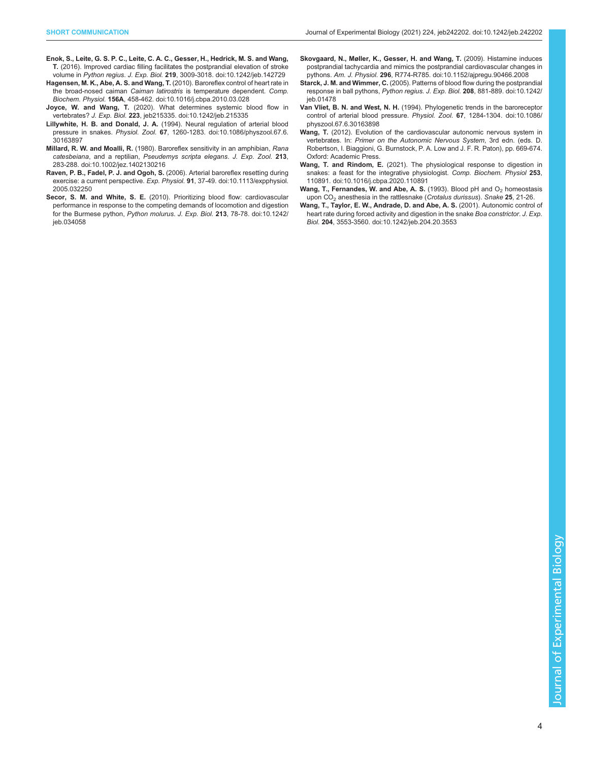**Enok, S., Leite, G. S. P. C., Leite, C. A. C., Gesser, H., Hedrick, M. S. and Wang, T.** (2016). Improved cardiac filling facilitates the postprandial elevation of stroke volume in *Python regius*. *J. Exp. Biol.* **219**, 3009-3018. doi:10.1242/jeb.142729

**Hagensen, M. K., Abe, A. S. and Wang, T.** (2010). Baroreflex control of heart rate in the broad-nosed caiman *Caiman latirostris* is temperature dependent. *Comp. Biochem. Physiol.* **156A**, 458-462. doi:10.1016/j.cbpa.2010.03.028

**Joyce, W. and Wang, T.** (2020). What determines systemic blood flow in vertebrates? *J. Exp. Biol.* **223**, jeb215335. doi:10.1242/jeb.215335

**Lillywhite, H. B. and Donald, J. A.** (1994). Neural regulation of arterial blood pressure in snakes. *Physiol. Zool.* **67**, 1260-1283. doi:10.1086/physzool.67.6.30163897

**Millard, R. W. and Moalli, R.** (1980). Baroreflex sensitivity in an amphibian, *Rana catesbeiana*, and a reptilian, *Pseudemys scripta elegans*. *J. Exp. Zool.* **213**, 283-288. doi:10.1002/jez.1402130216

**Raven, P. B., Fadel, P. J. and Ogoh, S.** (2006). Arterial baroreflex resetting during exercise: a current perspective. *Exp. Physiol.* **91**, 37-49. doi:10.1113/expphysiol.2005.032250

**Secor, S. M. and White, S. E.** (2010). Prioritizing blood flow: cardiovascular performance in response to the competing demands of locomotion and digestion for the Burmese python, *Python molurus*. *J. Exp. Biol.* **213**, 78-78. doi:10.1242/jeb.034058

**Skovgaard, N., Møller, K., Gesser, H. and Wang, T.** (2009). Histamine induces postprandial tachycardia and mimics the postprandial cardiovascular changes in pythons. *Am. J. Physiol.* **296**, R774-R785. doi:10.1152/ajpregu.90466.2008

**Starck, J. M. and Wimmer, C.** (2005). Patterns of blood flow during the postprandial response in ball pythons, *Python regius*. *J. Exp. Biol.* **208**, 881-889. doi:10.1242/jeb.01478

**Van Vliet, B. N. and West, N. H.** (1994). Phylogenetic trends in the baroreceptor control of arterial blood pressure. *Physiol. Zool.* **67**, 1284-1304. doi:10.1086/physzool.67.6.30163898

**Wang, T.** (2012). Evolution of the cardiovascular autonomic nervous system in vertebrates. In: *Primer on the Autonomic Nervous System*, 3rd edn. (eds. D. Robertson, I. Biaggioni, G. Burnstock, P. A. Low and J. F. R. Paton), pp. 669-674. Oxford: Academic Press.

**Wang, T. and Rindom, E.** (2021). The physiological response to digestion in snakes: a feast for the integrative physiologist. *Comp. Biochem. Physiol* **253**, 110891. doi:10.1016/j.cbpa.2020.110891

**Wang, T., Fernandes, W. and Abe, A. S.** (1993). Blood pH and $O_2$ homeostasis upon $CO_2$ anesthesia in the rattlesnake (*Crotalus durissus*). *Snake* **25**, 21-26.

**Wang, T., Taylor, E. W., Andrade, D. and Abe, A. S.** (2001). Autonomic control of heart rate during forced activity and digestion in the snake *Boa constrictor*. *J. Exp. Biol.* **204**, 3553-3560. doi:10.1242/jeb.204.20.3553